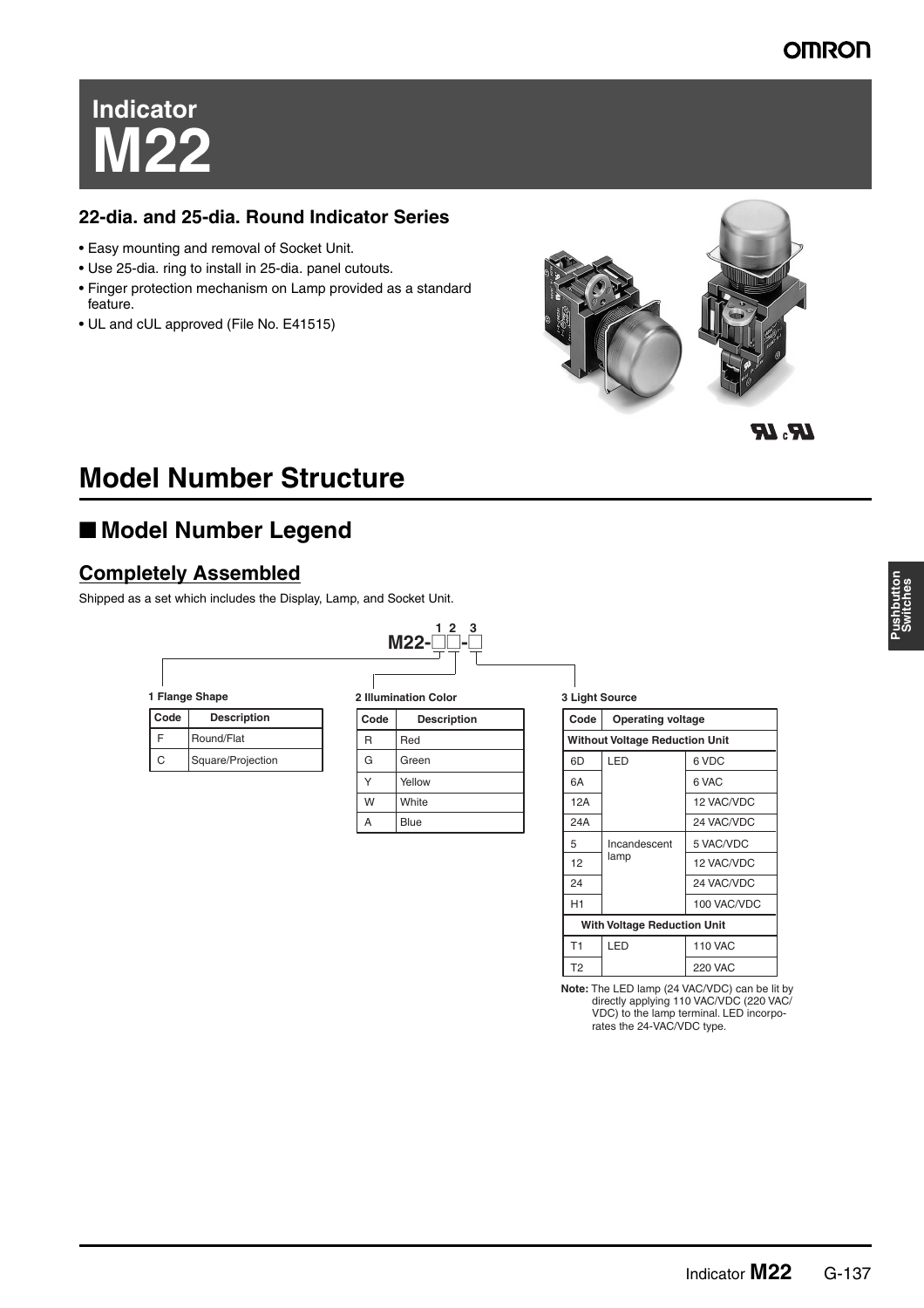# Indicator M22

## 22-dia. and 25-dia. Round Indicator Series

- Easy mounting and removal of Socket Unit.
- Use 25-dia. ring to install in 25-dia. panel cutouts.
- Finger protection mechanism on Lamp provided as a standard feature.
- UL and cUL approved (File No. E41515)

# Model Number Structure

## ■ Model Number Legend

### Completely Assembled

Shipped as a set which includes the Display, Lamp, and Socket Unit.

M22-□□-□
(1 2 3)

**1 Flange Shape**

| Code | Description |
|---|---|
| F | Round/Flat |
| C | Square/Projection |

**2 Illumination Color**

| Code | Description |
|---|---|
| R | Red |
| G | Green |
| Y | Yellow |
| W | White |
| A | Blue |

**3 Light Source**

| Code | Operating voltage | |
|---|---|---|
| **Without Voltage Reduction Unit** | | |
| 6D | LED | 6 VDC |
| 6A | | 6 VAC |
| 12A | | 12 VAC/VDC |
| 24A | | 24 VAC/VDC |
| 5 | Incandescent lamp | 5 VAC/VDC |
| 12 | | 12 VAC/VDC |
| 24 | | 24 VAC/VDC |
| H1 | | 100 VAC/VDC |
| **With Voltage Reduction Unit** | | |
| T1 | LED | 110 VAC |
| T2 | | 220 VAC |

**Note:** The LED lamp (24 VAC/VDC) can be lit by directly applying 110 VAC/VDC (220 VAC/VDC) to the lamp terminal. LED incorporates the 24-VAC/VDC type.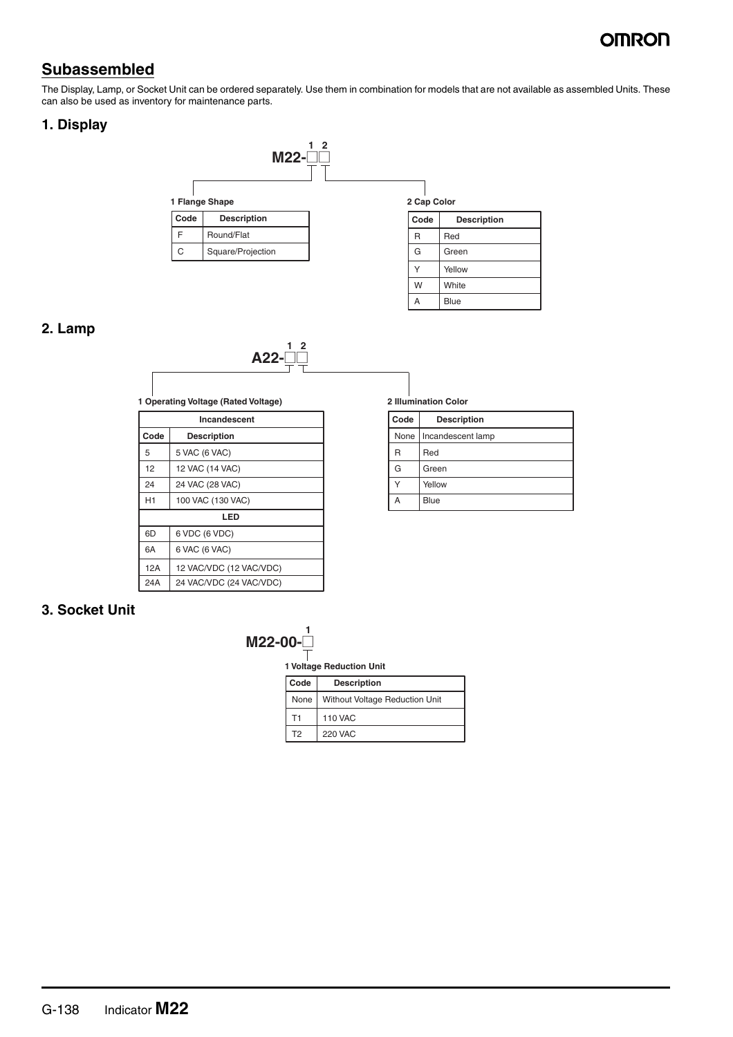## Subassembled

The Display, Lamp, or Socket Unit can be ordered separately. Use them in combination for models that are not available as assembled Units. These can also be used as inventory for maintenance parts.

### 1. Display

**M22-□□** (1 2)

**1 Flange Shape**

| Code | Description |
|---|---|
| F | Round/Flat |
| C | Square/Projection |

**2 Cap Color**

| Code | Description |
|---|---|
| R | Red |
| G | Green |
| Y | Yellow |
| W | White |
| A | Blue |

### 2. Lamp

**A22-□□** (1 2)

**1 Operating Voltage (Rated Voltage)**

| Incandescent | |
|---|---|
| **Code** | **Description** |
| 5 | 5 VAC (6 VAC) |
| 12 | 12 VAC (14 VAC) |
| 24 | 24 VAC (28 VAC) |
| H1 | 100 VAC (130 VAC) |
| **LED** | |
| 6D | 6 VDC (6 VDC) |
| 6A | 6 VAC (6 VAC) |
| 12A | 12 VAC/VDC (12 VAC/VDC) |
| 24A | 24 VAC/VDC (24 VAC/VDC) |

**2 Illumination Color**

| Code | Description |
|---|---|
| None | Incandescent lamp |
| R | Red |
| G | Green |
| Y | Yellow |
| A | Blue |

### 3. Socket Unit

**M22-00-□** (1)

**1 Voltage Reduction Unit**

| Code | Description |
|---|---|
| None | Without Voltage Reduction Unit |
| T1 | 110 VAC |
| T2 | 220 VAC |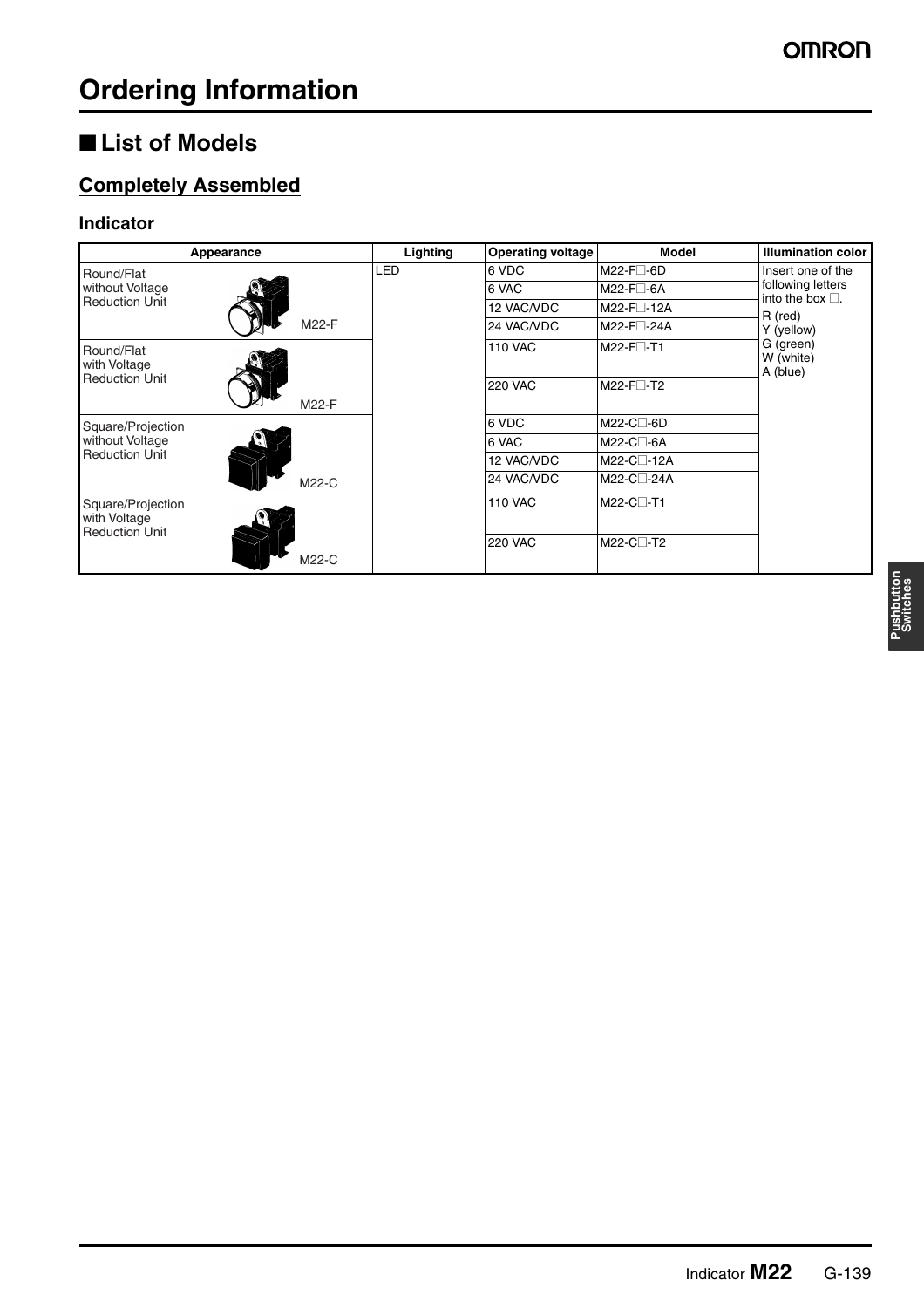# Ordering Information

## ■ List of Models

### Completely Assembled

#### Indicator

| Appearance | Lighting | Operating voltage | Model | Illumination color |
|---|---|---|---|---|
| Round/Flat without Voltage Reduction Unit (M22-F) | LED | 6 VDC | M22-F□-6D | Insert one of the following letters into the box □. R (red) Y (yellow) G (green) W (white) A (blue) |
| | | 6 VAC | M22-F□-6A | |
| | | 12 VAC/VDC | M22-F□-12A | |
| | | 24 VAC/VDC | M22-F□-24A | |
| Round/Flat with Voltage Reduction Unit (M22-F) | | 110 VAC | M22-F□-T1 | |
| | | 220 VAC | M22-F□-T2 | |
| Square/Projection without Voltage Reduction Unit (M22-C) | | 6 VDC | M22-C□-6D | |
| | | 6 VAC | M22-C□-6A | |
| | | 12 VAC/VDC | M22-C□-12A | |
| | | 24 VAC/VDC | M22-C□-24A | |
| Square/Projection with Voltage Reduction Unit (M22-C) | | 110 VAC | M22-C□-T1 | |
| | | 220 VAC | M22-C□-T2 | |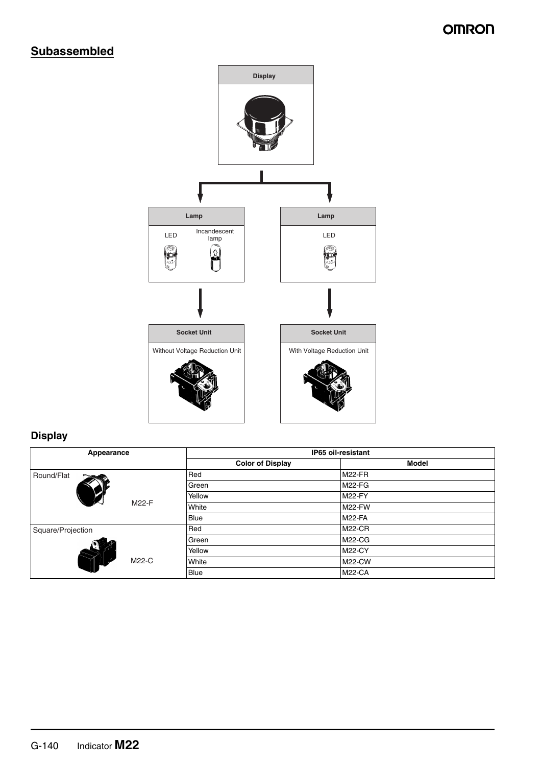## Subassembled

Display

Lamp

LED

Incandescent lamp

Lamp

LED

Socket Unit

Without Voltage Reduction Unit

Socket Unit

With Voltage Reduction Unit

### Display

| Appearance | IP65 oil-resistant | |
|---|---|---|
| | Color of Display | Model |
| Round/Flat M22-F | Red | M22-FR |
| | Green | M22-FG |
| | Yellow | M22-FY |
| | White | M22-FW |
| | Blue | M22-FA |
| Square/Projection M22-C | Red | M22-CR |
| | Green | M22-CG |
| | Yellow | M22-CY |
| | White | M22-CW |
| | Blue | M22-CA |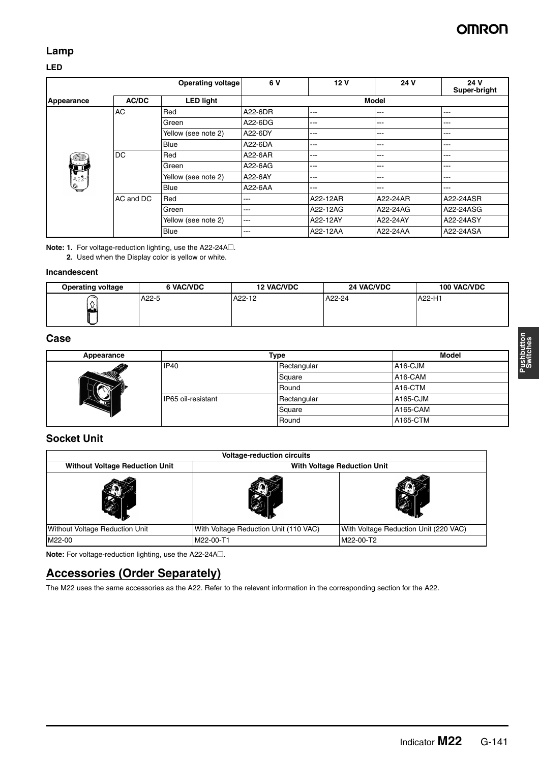## Lamp

### LED

| Operating voltage | | | 6 V | 12 V | 24 V | 24 V Super-bright |
|---|---|---|---|---|---|---|
| Appearance | AC/DC | LED light | Model | | | |
| | AC | Red | A22-6DR | --- | --- | --- |
| | | Green | A22-6DG | --- | --- | --- |
| | | Yellow (see note 2) | A22-6DY | --- | --- | --- |
| | | Blue | A22-6DA | --- | --- | --- |
| | DC | Red | A22-6AR | --- | --- | --- |
| | | Green | A22-6AG | --- | --- | --- |
| | | Yellow (see note 2) | A22-6AY | --- | --- | --- |
| | | Blue | A22-6AA | --- | --- | --- |
| | AC and DC | Red | --- | A22-12AR | A22-24AR | A22-24ASR |
| | | Green | --- | A22-12AG | A22-24AG | A22-24ASG |
| | | Yellow (see note 2) | --- | A22-12AY | A22-24AY | A22-24ASY |
| | | Blue | --- | A22-12AA | A22-24AA | A22-24ASA |

**Note: 1.** For voltage-reduction lighting, use the A22-24A□.

**2.** Used when the Display color is yellow or white.

### Incandescent

| Operating voltage | 6 VAC/VDC | 12 VAC/VDC | 24 VAC/VDC | 100 VAC/VDC |
|---|---|---|---|---|
| | A22-5 | A22-12 | A22-24 | A22-H1 |

## Case

| Appearance | Type | | Model |
|---|---|---|---|
| | IP40 | Rectangular | A16-CJM |
| | | Square | A16-CAM |
| | | Round | A16-CTM |
| | IP65 oil-resistant | Rectangular | A165-CJM |
| | | Square | A165-CAM |
| | | Round | A165-CTM |

## Socket Unit

| Voltage-reduction circuits | | |
|---|---|---|
| Without Voltage Reduction Unit | With Voltage Reduction Unit | |
| | | |
| Without Voltage Reduction Unit | With Voltage Reduction Unit (110 VAC) | With Voltage Reduction Unit (220 VAC) |
| M22-00 | M22-00-T1 | M22-00-T2 |

**Note:** For voltage-reduction lighting, use the A22-24A□.

## Accessories (Order Separately)

The M22 uses the same accessories as the A22. Refer to the relevant information in the corresponding section for the A22.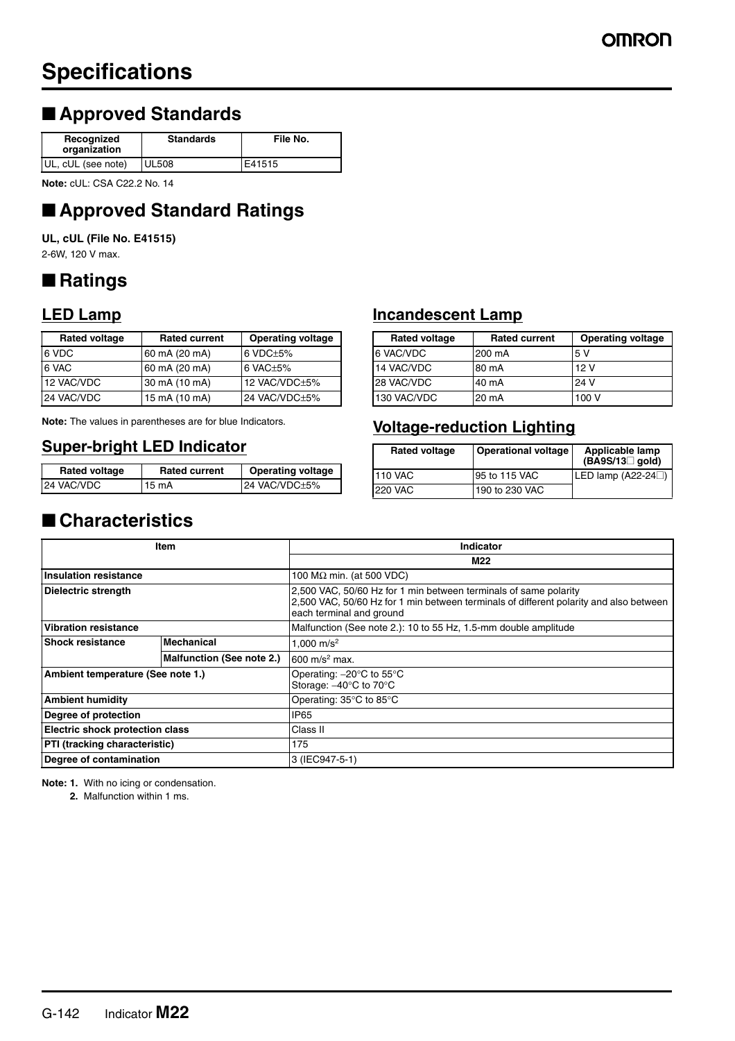# Specifications

## ■ Approved Standards

| Recognized organization | Standards | File No. |
|---|---|---|
| UL, cUL (see note) | UL508 | E41515 |

**Note:** cUL: CSA C22.2 No. 14

## ■ Approved Standard Ratings

**UL, cUL (File No. E41515)**

2-6W, 120 V max.

## ■ Ratings

### LED Lamp

| Rated voltage | Rated current | Operating voltage |
|---|---|---|
| 6 VDC | 60 mA (20 mA) | 6 VDC±5% |
| 6 VAC | 60 mA (20 mA) | 6 VAC±5% |
| 12 VAC/VDC | 30 mA (10 mA) | 12 VAC/VDC±5% |
| 24 VAC/VDC | 15 mA (10 mA) | 24 VAC/VDC±5% |

**Note:** The values in parentheses are for blue Indicators.

### Super-bright LED Indicator

| Rated voltage | Rated current | Operating voltage |
|---|---|---|
| 24 VAC/VDC | 15 mA | 24 VAC/VDC±5% |

### Incandescent Lamp

| Rated voltage | Rated current | Operating voltage |
|---|---|---|
| 6 VAC/VDC | 200 mA | 5 V |
| 14 VAC/VDC | 80 mA | 12 V |
| 28 VAC/VDC | 40 mA | 24 V |
| 130 VAC/VDC | 20 mA | 100 V |

### Voltage-reduction Lighting

| Rated voltage | Operational voltage | Applicable lamp (BA9S/13□ gold) |
|---|---|---|
| 110 VAC | 95 to 115 VAC | LED lamp (A22-24□) |
| 220 VAC | 190 to 230 VAC | |

## ■ Characteristics

| Item | | Indicator M22 |
|---|---|---|
| Insulation resistance | | 100 MΩ min. (at 500 VDC) |
| Dielectric strength | | 2,500 VAC, 50/60 Hz for 1 min between terminals of same polarity<br>2,500 VAC, 50/60 Hz for 1 min between terminals of different polarity and also between each terminal and ground |
| Vibration resistance | | Malfunction (See note 2.): 10 to 55 Hz, 1.5-mm double amplitude |
| Shock resistance | Mechanical | 1,000 m/s² |
| | Malfunction (See note 2.) | 600 m/s² max. |
| Ambient temperature (See note 1.) | | Operating: –20°C to 55°C<br>Storage: –40°C to 70°C |
| Ambient humidity | | Operating: 35°C to 85°C |
| Degree of protection | | IP65 |
| Electric shock protection class | | Class II |
| PTI (tracking characteristic) | | 175 |
| Degree of contamination | | 3 (IEC947-5-1) |

**Note: 1.** With no icing or condensation.

**2.** Malfunction within 1 ms.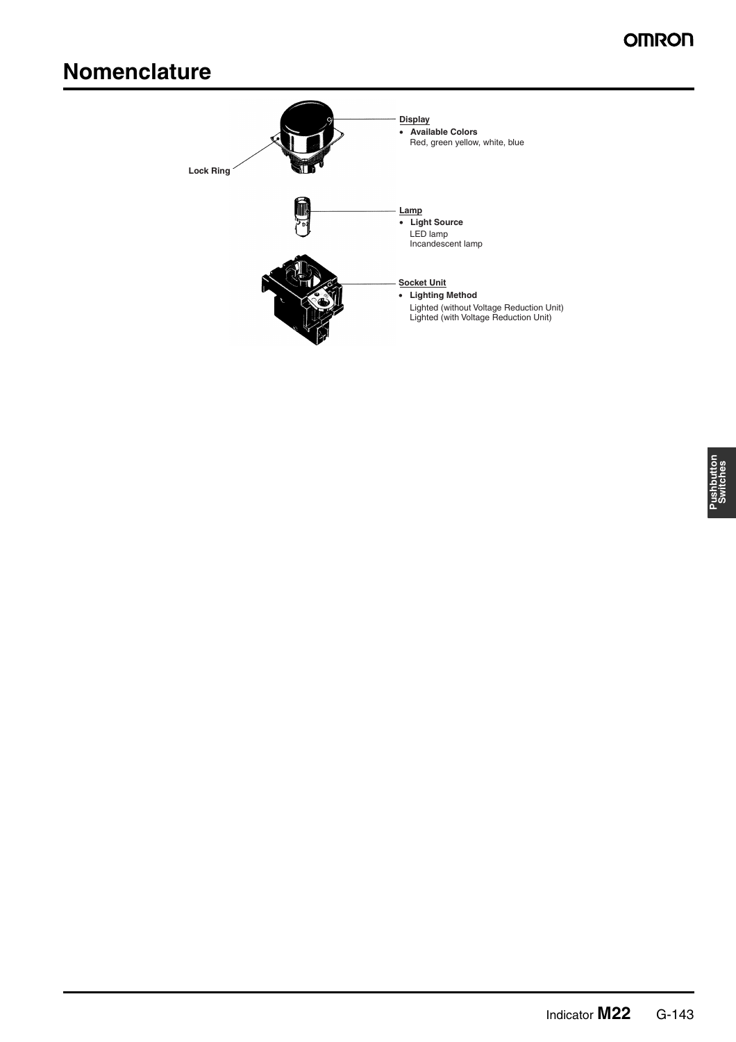# Nomenclature

Lock Ring

**Display**

- **Available Colors**
  Red, green yellow, white, blue

**Lamp**

- **Light Source**
  LED lamp
  Incandescent lamp

**Socket Unit**

- **Lighting Method**
  Lighted (without Voltage Reduction Unit)
  Lighted (with Voltage Reduction Unit)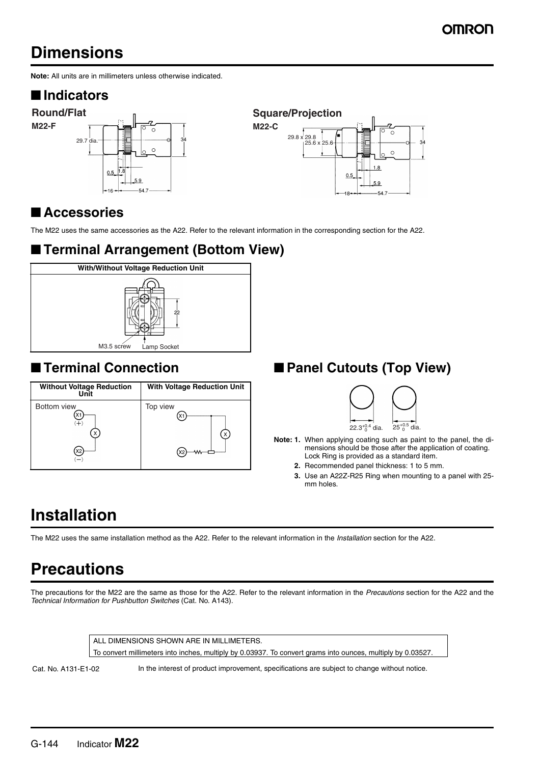# Dimensions

**Note:** All units are in millimeters unless otherwise indicated.

## ■ Indicators

### Round/Flat

**M22-F**

29.7 dia.
34
0.5
1.8
5.9
16
54.7

### Square/Projection

**M22-C**

29.8 x 29.8
25.6 x 25.6
34
1.8
0.5
5.9
18
54.7

## ■ Accessories

The M22 uses the same accessories as the A22. Refer to the relevant information in the corresponding section for the A22.

## ■ Terminal Arrangement (Bottom View)

| With/Without Voltage Reduction Unit |
|---|
| 22<br>M3.5 screw<br>Lamp Socket |

## ■ Terminal Connection

| Without Voltage Reduction Unit | With Voltage Reduction Unit |
|---|---|
| Bottom view<br>X1 (+)<br>X<br>X2 (−) | Top view<br>X1<br>X<br>X2 |

## ■ Panel Cutouts (Top View)

$22.3^{+0.4}_{0}$ dia.    $25^{+0.5}_{0}$ dia.

**Note: 1.** When applying coating such as paint to the panel, the dimensions should be those after the application of coating. Lock Ring is provided as a standard item.

**2.** Recommended panel thickness: 1 to 5 mm.

**3.** Use an A22Z-R25 Ring when mounting to a panel with 25-mm holes.

# Installation

The M22 uses the same installation method as the A22. Refer to the relevant information in the *Installation* section for the A22.

# Precautions

The precautions for the M22 are the same as those for the A22. Refer to the relevant information in the *Precautions* section for the A22 and the *Technical Information for Pushbutton Switches* (Cat. No. A143).

ALL DIMENSIONS SHOWN ARE IN MILLIMETERS.
To convert millimeters into inches, multiply by 0.03937. To convert grams into ounces, multiply by 0.03527.

Cat. No. A131-E1-02    In the interest of product improvement, specifications are subject to change without notice.